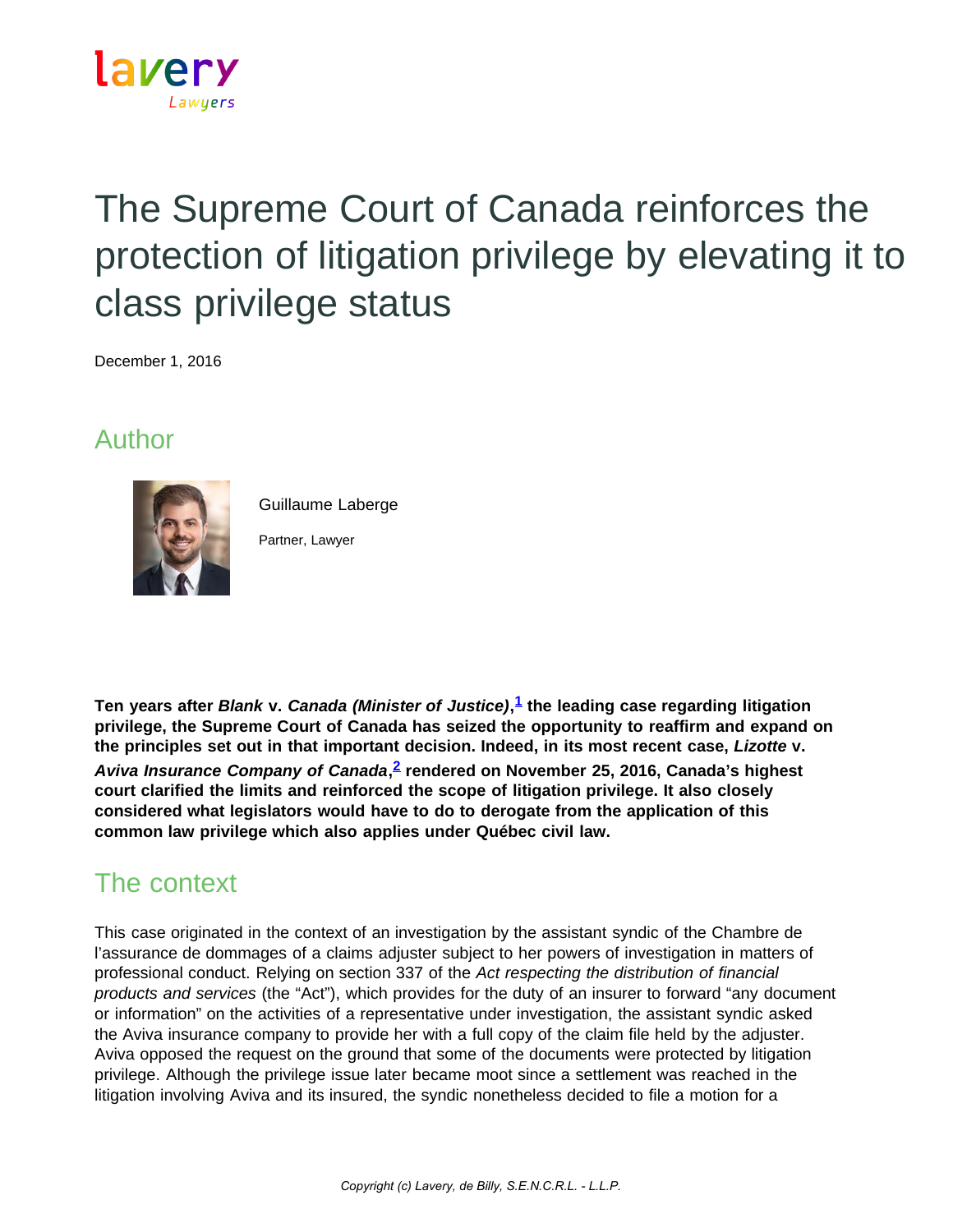# The Supreme Court of Canada reinforces the protection of litigation privilege by elevating it to class privilege status

December 1, 2016

## Author

Guillaume Laberge

Partner, Lawyer

**Ten years after *Blank* v. *Canada (Minister of Justice)*,[1] the leading case regarding litigation privilege, the Supreme Court of Canada has seized the opportunity to reaffirm and expand on the principles set out in that important decision. Indeed, in its most recent case, *Lizotte* v. *Aviva Insurance Company of Canada*,[2] rendered on November 25, 2016, Canada's highest court clarified the limits and reinforced the scope of litigation privilege. It also closely considered what legislators would have to do to derogate from the application of this common law privilege which also applies under Québec civil law.**

## The context

This case originated in the context of an investigation by the assistant syndic of the Chambre de l'assurance de dommages of a claims adjuster subject to her powers of investigation in matters of professional conduct. Relying on section 337 of the *Act respecting the distribution of financial products and services* (the "Act"), which provides for the duty of an insurer to forward "any document or information" on the activities of a representative under investigation, the assistant syndic asked the Aviva insurance company to provide her with a full copy of the claim file held by the adjuster. Aviva opposed the request on the ground that some of the documents were protected by litigation privilege. Although the privilege issue later became moot since a settlement was reached in the litigation involving Aviva and its insured, the syndic nonetheless decided to file a motion for a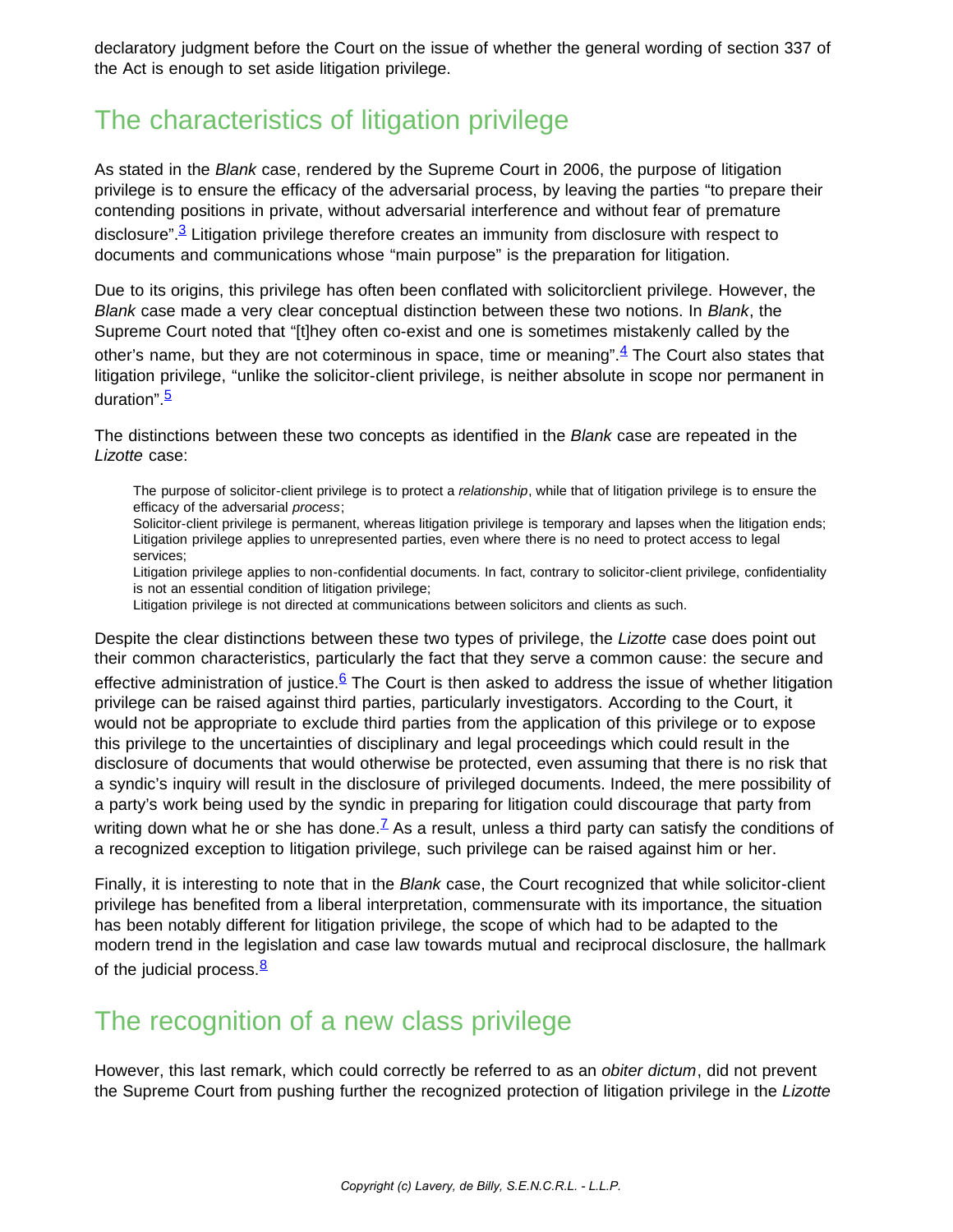declaratory judgment before the Court on the issue of whether the general wording of section 337 of the Act is enough to set aside litigation privilege.

## The characteristics of litigation privilege

As stated in the *Blank* case, rendered by the Supreme Court in 2006, the purpose of litigation privilege is to ensure the efficacy of the adversarial process, by leaving the parties "to prepare their contending positions in private, without adversarial interference and without fear of premature disclosure".[3] Litigation privilege therefore creates an immunity from disclosure with respect to documents and communications whose "main purpose" is the preparation for litigation.

Due to its origins, this privilege has often been conflated with solicitorclient privilege. However, the *Blank* case made a very clear conceptual distinction between these two notions. In *Blank*, the Supreme Court noted that "[t]hey often co-exist and one is sometimes mistakenly called by the other's name, but they are not coterminous in space, time or meaning".[4] The Court also states that litigation privilege, "unlike the solicitor-client privilege, is neither absolute in scope nor permanent in duration".[5]

The distinctions between these two concepts as identified in the *Blank* case are repeated in the *Lizotte* case:

> The purpose of solicitor-client privilege is to protect a *relationship*, while that of litigation privilege is to ensure the efficacy of the adversarial *process*;
> Solicitor-client privilege is permanent, whereas litigation privilege is temporary and lapses when the litigation ends;
> Litigation privilege applies to unrepresented parties, even where there is no need to protect access to legal services;
> Litigation privilege applies to non-confidential documents. In fact, contrary to solicitor-client privilege, confidentiality is not an essential condition of litigation privilege;
> Litigation privilege is not directed at communications between solicitors and clients as such.

Despite the clear distinctions between these two types of privilege, the *Lizotte* case does point out their common characteristics, particularly the fact that they serve a common cause: the secure and effective administration of justice.[6] The Court is then asked to address the issue of whether litigation privilege can be raised against third parties, particularly investigators. According to the Court, it would not be appropriate to exclude third parties from the application of this privilege or to expose this privilege to the uncertainties of disciplinary and legal proceedings which could result in the disclosure of documents that would otherwise be protected, even assuming that there is no risk that a syndic's inquiry will result in the disclosure of privileged documents. Indeed, the mere possibility of a party's work being used by the syndic in preparing for litigation could discourage that party from writing down what he or she has done.[7] As a result, unless a third party can satisfy the conditions of a recognized exception to litigation privilege, such privilege can be raised against him or her.

Finally, it is interesting to note that in the *Blank* case, the Court recognized that while solicitor-client privilege has benefited from a liberal interpretation, commensurate with its importance, the situation has been notably different for litigation privilege, the scope of which had to be adapted to the modern trend in the legislation and case law towards mutual and reciprocal disclosure, the hallmark of the judicial process.[8]

## The recognition of a new class privilege

However, this last remark, which could correctly be referred to as an *obiter dictum*, did not prevent the Supreme Court from pushing further the recognized protection of litigation privilege in the *Lizotte*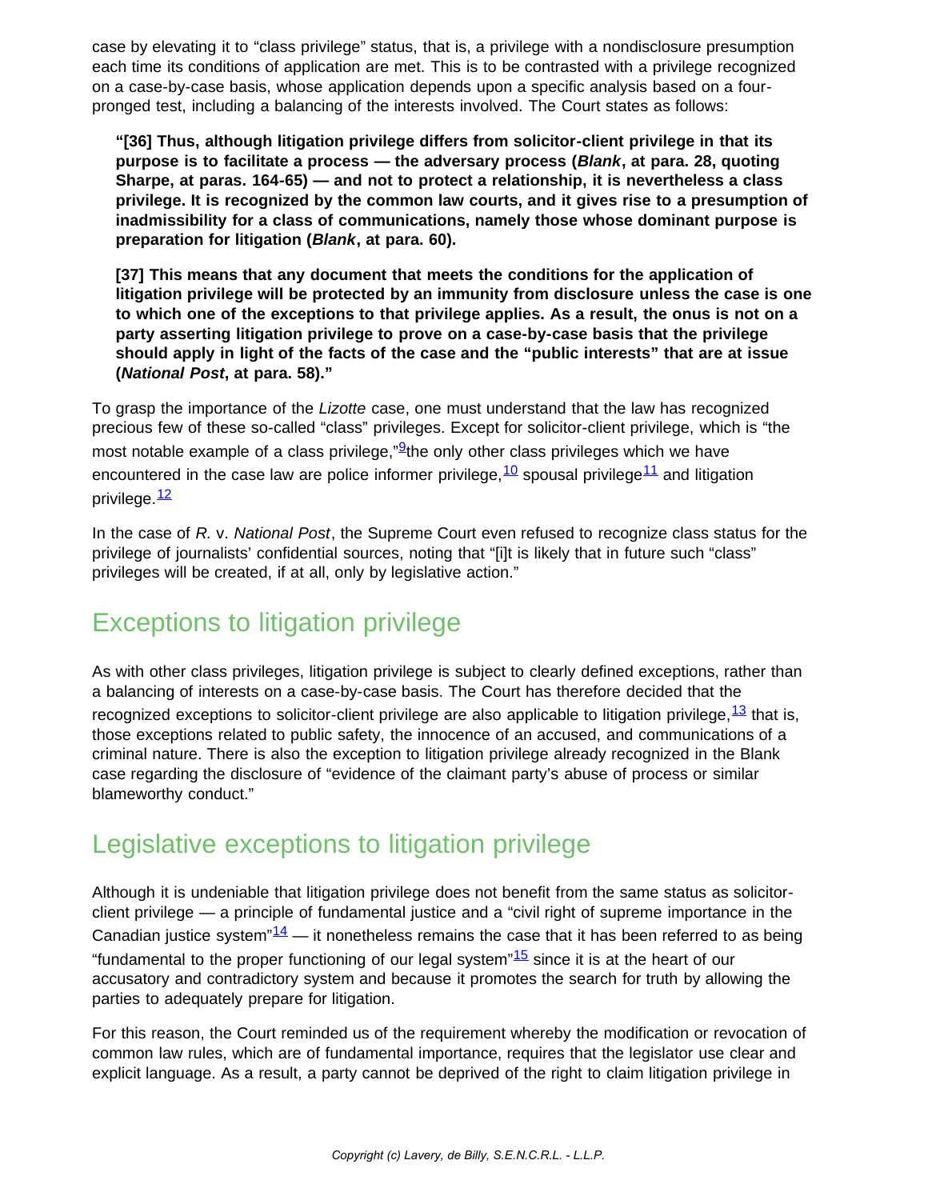case by elevating it to "class privilege" status, that is, a privilege with a nondisclosure presumption each time its conditions of application are met. This is to be contrasted with a privilege recognized on a case-by-case basis, whose application depends upon a specific analysis based on a four-pronged test, including a balancing of the interests involved. The Court states as follows:

> **"[36] Thus, although litigation privilege differs from solicitor-client privilege in that its purpose is to facilitate a process — the adversary process (*Blank*, at para. 28, quoting Sharpe, at paras. 164-65) — and not to protect a relationship, it is nevertheless a class privilege. It is recognized by the common law courts, and it gives rise to a presumption of inadmissibility for a class of communications, namely those whose dominant purpose is preparation for litigation (*Blank*, at para. 60).**
>
> **[37] This means that any document that meets the conditions for the application of litigation privilege will be protected by an immunity from disclosure unless the case is one to which one of the exceptions to that privilege applies. As a result, the onus is not on a party asserting litigation privilege to prove on a case-by-case basis that the privilege should apply in light of the facts of the case and the "public interests" that are at issue (*National Post*, at para. 58)."**

To grasp the importance of the *Lizotte* case, one must understand that the law has recognized precious few of these so-called "class" privileges. Except for solicitor-client privilege, which is "the most notable example of a class privilege,"[9]the only other class privileges which we have encountered in the case law are police informer privilege,[10] spousal privilege[11] and litigation privilege.[12]

In the case of *R.* v. *National Post*, the Supreme Court even refused to recognize class status for the privilege of journalists' confidential sources, noting that "[i]t is likely that in future such "class" privileges will be created, if at all, only by legislative action."

## Exceptions to litigation privilege

As with other class privileges, litigation privilege is subject to clearly defined exceptions, rather than a balancing of interests on a case-by-case basis. The Court has therefore decided that the recognized exceptions to solicitor-client privilege are also applicable to litigation privilege,[13] that is, those exceptions related to public safety, the innocence of an accused, and communications of a criminal nature. There is also the exception to litigation privilege already recognized in the Blank case regarding the disclosure of "evidence of the claimant party's abuse of process or similar blameworthy conduct."

## Legislative exceptions to litigation privilege

Although it is undeniable that litigation privilege does not benefit from the same status as solicitor-client privilege — a principle of fundamental justice and a "civil right of supreme importance in the Canadian justice system"[14] — it nonetheless remains the case that it has been referred to as being "fundamental to the proper functioning of our legal system"[15] since it is at the heart of our accusatory and contradictory system and because it promotes the search for truth by allowing the parties to adequately prepare for litigation.

For this reason, the Court reminded us of the requirement whereby the modification or revocation of common law rules, which are of fundamental importance, requires that the legislator use clear and explicit language. As a result, a party cannot be deprived of the right to claim litigation privilege in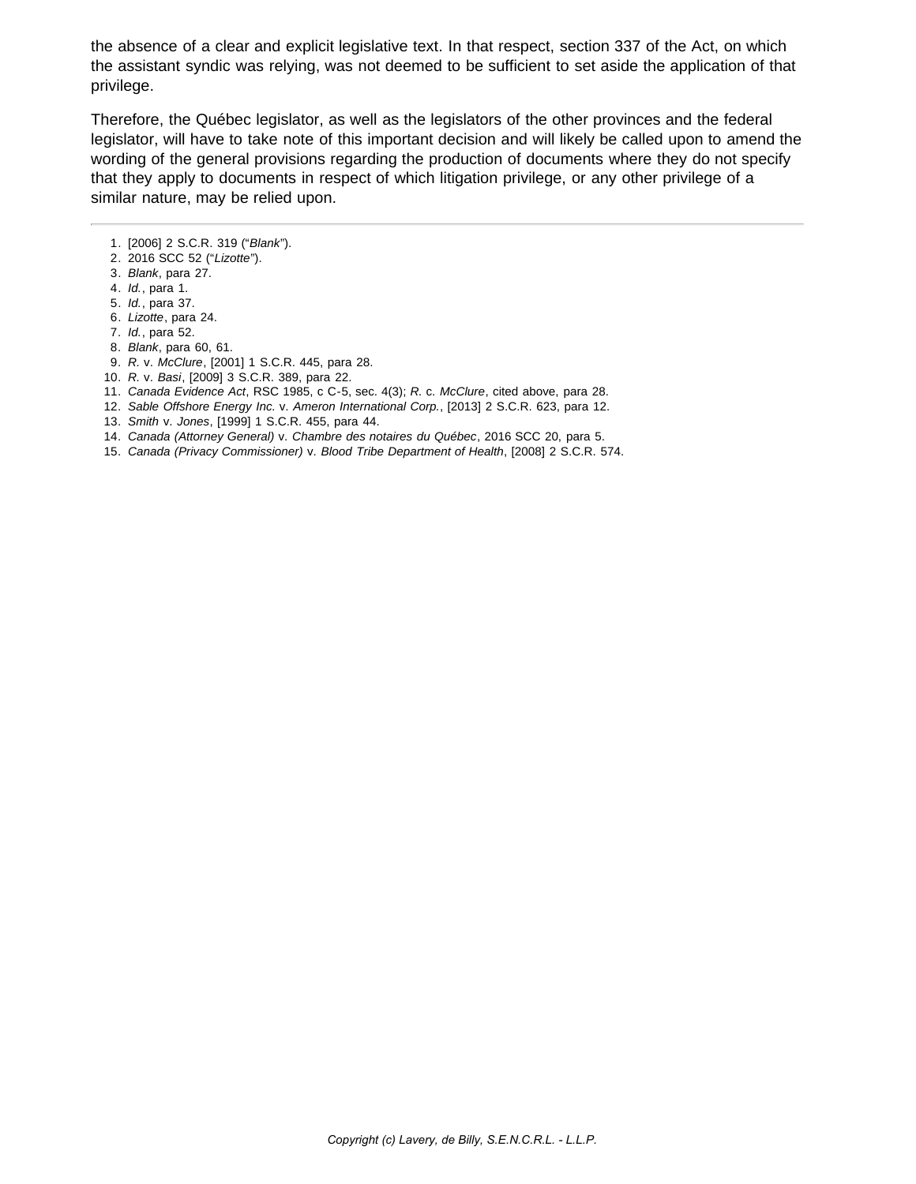the absence of a clear and explicit legislative text. In that respect, section 337 of the Act, on which the assistant syndic was relying, was not deemed to be sufficient to set aside the application of that privilege.

Therefore, the Québec legislator, as well as the legislators of the other provinces and the federal legislator, will have to take note of this important decision and will likely be called upon to amend the wording of the general provisions regarding the production of documents where they do not specify that they apply to documents in respect of which litigation privilege, or any other privilege of a similar nature, may be relied upon.

---

1. [2006] 2 S.C.R. 319 ("*Blank*").
2. 2016 SCC 52 ("*Lizotte*").
3. *Blank*, para 27.
4. *Id.*, para 1.
5. *Id.*, para 37.
6. *Lizotte*, para 24.
7. *Id.*, para 52.
8. *Blank*, para 60, 61.
9. *R.* v. *McClure*, [2001] 1 S.C.R. 445, para 28.
10. *R.* v. *Basi*, [2009] 3 S.C.R. 389, para 22.
11. *Canada Evidence Act*, RSC 1985, c C-5, sec. 4(3); *R.* c. *McClure*, cited above, para 28.
12. *Sable Offshore Energy Inc.* v. *Ameron International Corp.*, [2013] 2 S.C.R. 623, para 12.
13. *Smith* v. *Jones*, [1999] 1 S.C.R. 455, para 44.
14. *Canada (Attorney General)* v. *Chambre des notaires du Québec*, 2016 SCC 20, para 5.
15. *Canada (Privacy Commissioner)* v. *Blood Tribe Department of Health*, [2008] 2 S.C.R. 574.

*Copyright (c) Lavery, de Billy, S.E.N.C.R.L. - L.L.P.*